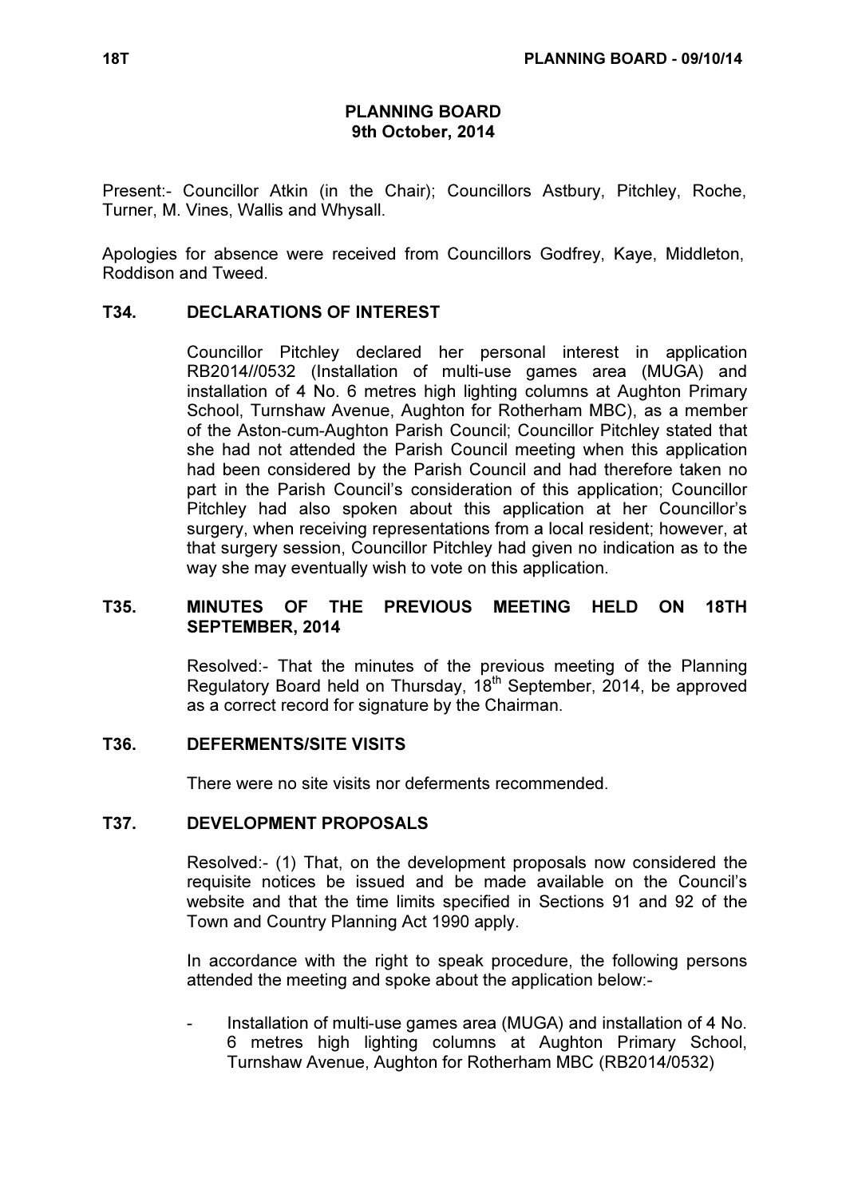# PLANNING BOARD
## 9th October, 2014

Present:- Councillor Atkin (in the Chair); Councillors Astbury, Pitchley, Roche, Turner, M. Vines, Wallis and Whysall.

Apologies for absence were received from Councillors Godfrey, Kaye, Middleton, Roddison and Tweed.

## T34. DECLARATIONS OF INTEREST

Councillor Pitchley declared her personal interest in application RB2014//0532 (Installation of multi-use games area (MUGA) and installation of 4 No. 6 metres high lighting columns at Aughton Primary School, Turnshaw Avenue, Aughton for Rotherham MBC), as a member of the Aston-cum-Aughton Parish Council; Councillor Pitchley stated that she had not attended the Parish Council meeting when this application had been considered by the Parish Council and had therefore taken no part in the Parish Council's consideration of this application; Councillor Pitchley had also spoken about this application at her Councillor's surgery, when receiving representations from a local resident; however, at that surgery session, Councillor Pitchley had given no indication as to the way she may eventually wish to vote on this application.

## T35. MINUTES OF THE PREVIOUS MEETING HELD ON 18TH SEPTEMBER, 2014

Resolved:- That the minutes of the previous meeting of the Planning Regulatory Board held on Thursday, 18th September, 2014, be approved as a correct record for signature by the Chairman.

## T36. DEFERMENTS/SITE VISITS

There were no site visits nor deferments recommended.

## T37. DEVELOPMENT PROPOSALS

Resolved:- (1) That, on the development proposals now considered the requisite notices be issued and be made available on the Council's website and that the time limits specified in Sections 91 and 92 of the Town and Country Planning Act 1990 apply.

In accordance with the right to speak procedure, the following persons attended the meeting and spoke about the application below:-

- Installation of multi-use games area (MUGA) and installation of 4 No. 6 metres high lighting columns at Aughton Primary School, Turnshaw Avenue, Aughton for Rotherham MBC (RB2014/0532)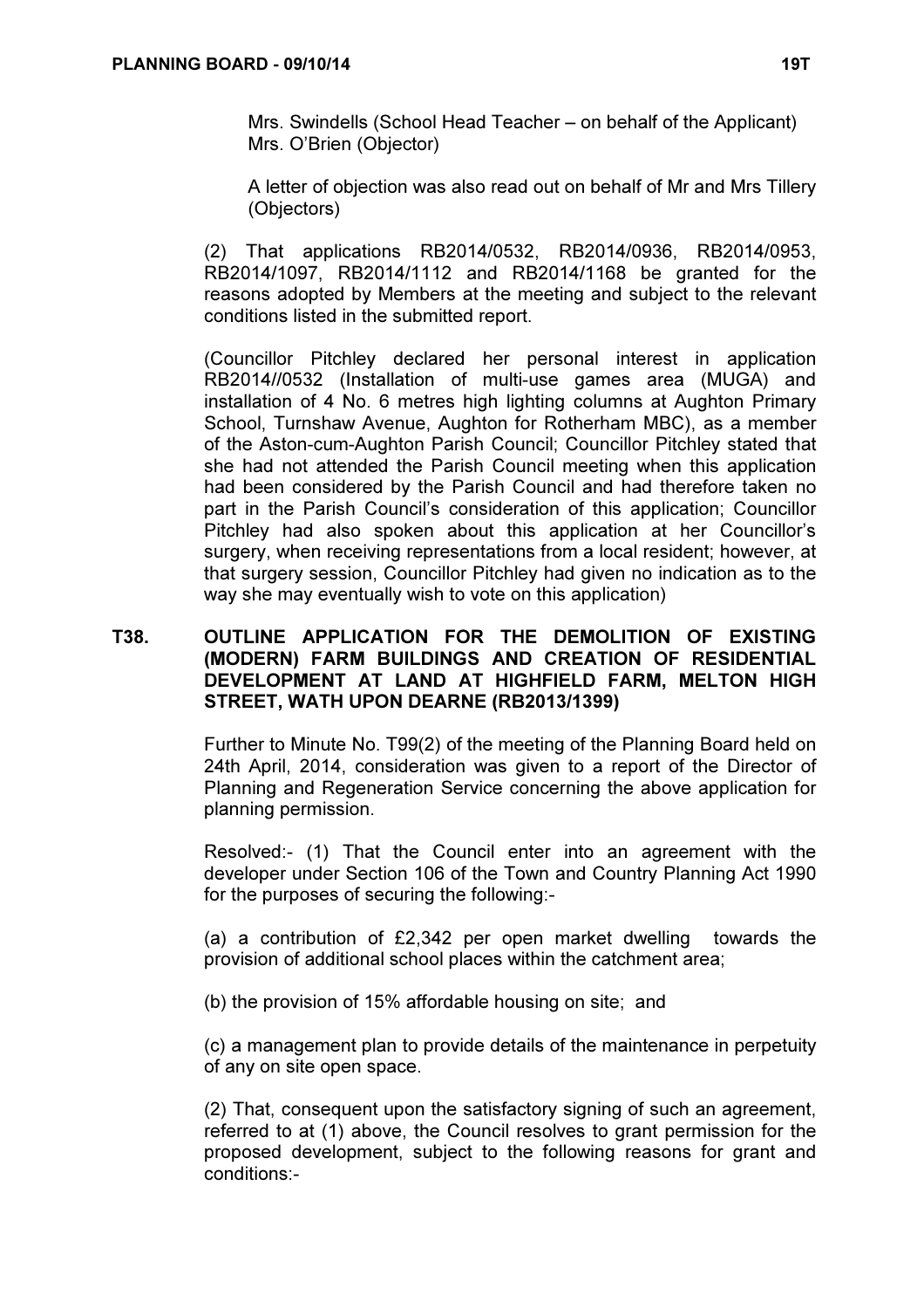Mrs. Swindells (School Head Teacher – on behalf of the Applicant)
Mrs. O'Brien (Objector)

A letter of objection was also read out on behalf of Mr and Mrs Tillery (Objectors)

(2) That applications RB2014/0532, RB2014/0936, RB2014/0953, RB2014/1097, RB2014/1112 and RB2014/1168 be granted for the reasons adopted by Members at the meeting and subject to the relevant conditions listed in the submitted report.

(Councillor Pitchley declared her personal interest in application RB2014//0532 (Installation of multi-use games area (MUGA) and installation of 4 No. 6 metres high lighting columns at Aughton Primary School, Turnshaw Avenue, Aughton for Rotherham MBC), as a member of the Aston-cum-Aughton Parish Council; Councillor Pitchley stated that she had not attended the Parish Council meeting when this application had been considered by the Parish Council and had therefore taken no part in the Parish Council's consideration of this application; Councillor Pitchley had also spoken about this application at her Councillor's surgery, when receiving representations from a local resident; however, at that surgery session, Councillor Pitchley had given no indication as to the way she may eventually wish to vote on this application)

## T38. OUTLINE APPLICATION FOR THE DEMOLITION OF EXISTING (MODERN) FARM BUILDINGS AND CREATION OF RESIDENTIAL DEVELOPMENT AT LAND AT HIGHFIELD FARM, MELTON HIGH STREET, WATH UPON DEARNE (RB2013/1399)

Further to Minute No. T99(2) of the meeting of the Planning Board held on 24th April, 2014, consideration was given to a report of the Director of Planning and Regeneration Service concerning the above application for planning permission.

Resolved:- (1) That the Council enter into an agreement with the developer under Section 106 of the Town and Country Planning Act 1990 for the purposes of securing the following:-

(a) a contribution of £2,342 per open market dwelling towards the provision of additional school places within the catchment area;

(b) the provision of 15% affordable housing on site; and

(c) a management plan to provide details of the maintenance in perpetuity of any on site open space.

(2) That, consequent upon the satisfactory signing of such an agreement, referred to at (1) above, the Council resolves to grant permission for the proposed development, subject to the following reasons for grant and conditions:-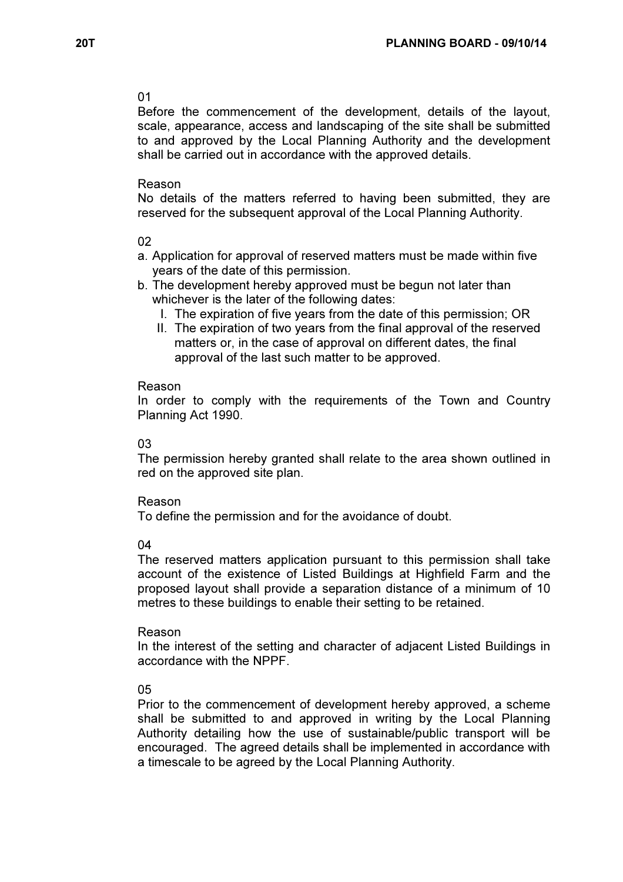01

Before the commencement of the development, details of the layout, scale, appearance, access and landscaping of the site shall be submitted to and approved by the Local Planning Authority and the development shall be carried out in accordance with the approved details.

Reason

No details of the matters referred to having been submitted, they are reserved for the subsequent approval of the Local Planning Authority.

02

a. Application for approval of reserved matters must be made within five years of the date of this permission.
b. The development hereby approved must be begun not later than whichever is the later of the following dates:
    I. The expiration of five years from the date of this permission; OR
    II. The expiration of two years from the final approval of the reserved matters or, in the case of approval on different dates, the final approval of the last such matter to be approved.

Reason

In order to comply with the requirements of the Town and Country Planning Act 1990.

03

The permission hereby granted shall relate to the area shown outlined in red on the approved site plan.

Reason

To define the permission and for the avoidance of doubt.

04

The reserved matters application pursuant to this permission shall take account of the existence of Listed Buildings at Highfield Farm and the proposed layout shall provide a separation distance of a minimum of 10 metres to these buildings to enable their setting to be retained.

Reason

In the interest of the setting and character of adjacent Listed Buildings in accordance with the NPPF.

05

Prior to the commencement of development hereby approved, a scheme shall be submitted to and approved in writing by the Local Planning Authority detailing how the use of sustainable/public transport will be encouraged. The agreed details shall be implemented in accordance with a timescale to be agreed by the Local Planning Authority.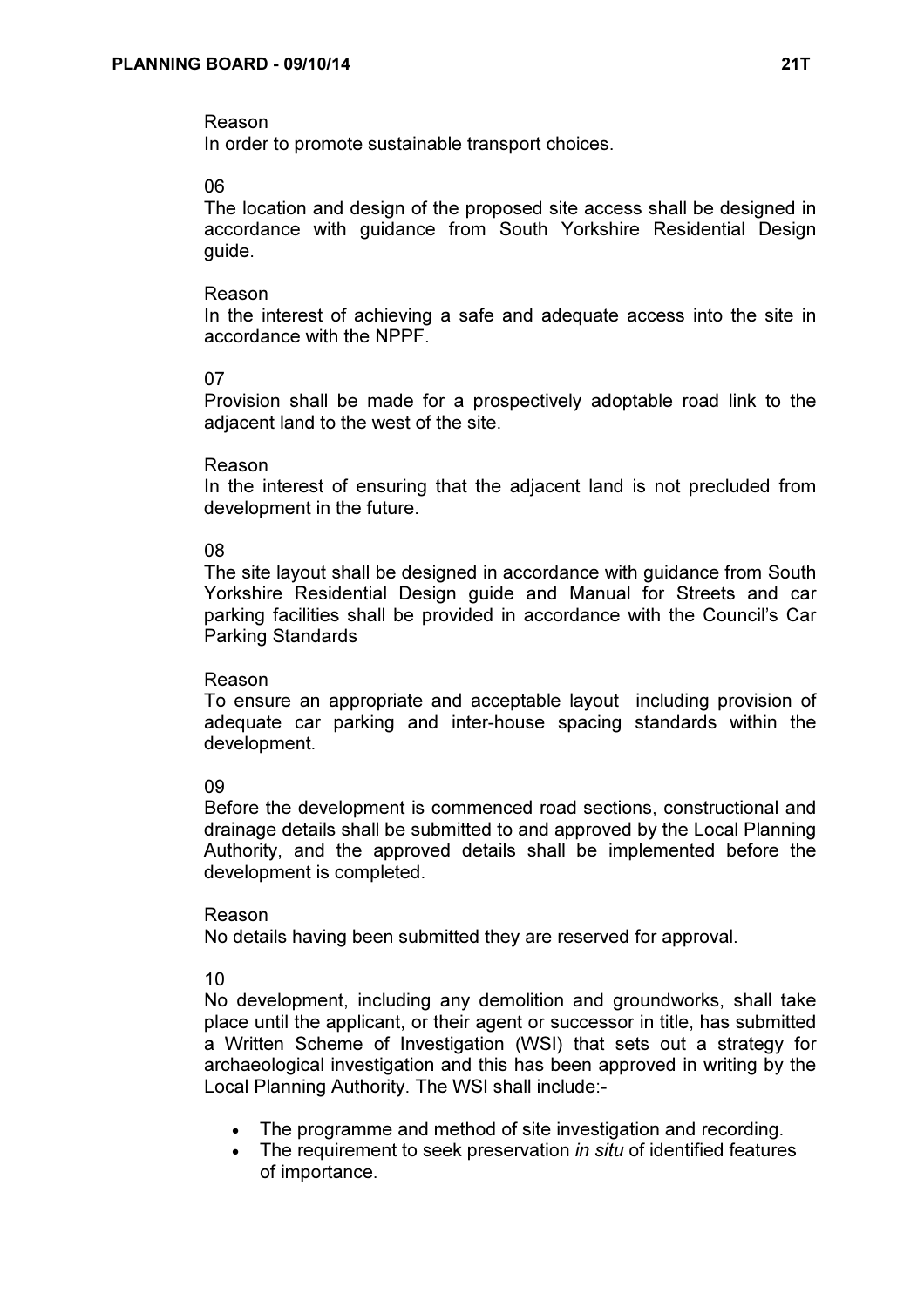Reason
In order to promote sustainable transport choices.

06
The location and design of the proposed site access shall be designed in accordance with guidance from South Yorkshire Residential Design guide.

Reason
In the interest of achieving a safe and adequate access into the site in accordance with the NPPF.

07
Provision shall be made for a prospectively adoptable road link to the adjacent land to the west of the site.

Reason
In the interest of ensuring that the adjacent land is not precluded from development in the future.

08
The site layout shall be designed in accordance with guidance from South Yorkshire Residential Design guide and Manual for Streets and car parking facilities shall be provided in accordance with the Council's Car Parking Standards

Reason
To ensure an appropriate and acceptable layout including provision of adequate car parking and inter-house spacing standards within the development.

09
Before the development is commenced road sections, constructional and drainage details shall be submitted to and approved by the Local Planning Authority, and the approved details shall be implemented before the development is completed.

Reason
No details having been submitted they are reserved for approval.

10
No development, including any demolition and groundworks, shall take place until the applicant, or their agent or successor in title, has submitted a Written Scheme of Investigation (WSI) that sets out a strategy for archaeological investigation and this has been approved in writing by the Local Planning Authority. The WSI shall include:-

- The programme and method of site investigation and recording.
- The requirement to seek preservation *in situ* of identified features of importance.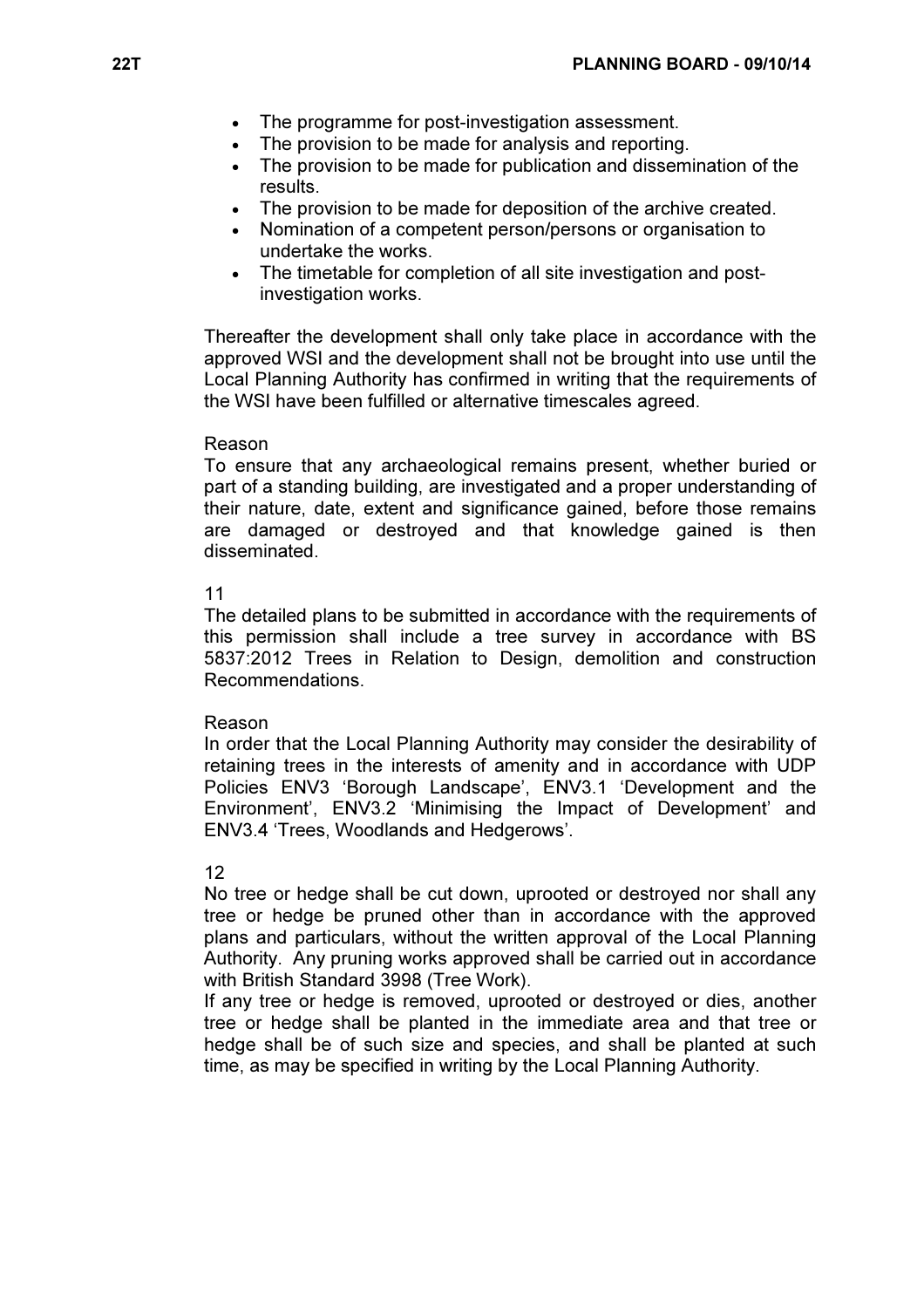- The programme for post-investigation assessment.
- The provision to be made for analysis and reporting.
- The provision to be made for publication and dissemination of the results.
- The provision to be made for deposition of the archive created.
- Nomination of a competent person/persons or organisation to undertake the works.
- The timetable for completion of all site investigation and post-investigation works.

Thereafter the development shall only take place in accordance with the approved WSI and the development shall not be brought into use until the Local Planning Authority has confirmed in writing that the requirements of the WSI have been fulfilled or alternative timescales agreed.

Reason
To ensure that any archaeological remains present, whether buried or part of a standing building, are investigated and a proper understanding of their nature, date, extent and significance gained, before those remains are damaged or destroyed and that knowledge gained is then disseminated.

11
The detailed plans to be submitted in accordance with the requirements of this permission shall include a tree survey in accordance with BS 5837:2012 Trees in Relation to Design, demolition and construction Recommendations.

Reason
In order that the Local Planning Authority may consider the desirability of retaining trees in the interests of amenity and in accordance with UDP Policies ENV3 'Borough Landscape', ENV3.1 'Development and the Environment', ENV3.2 'Minimising the Impact of Development' and ENV3.4 'Trees, Woodlands and Hedgerows'.

12
No tree or hedge shall be cut down, uprooted or destroyed nor shall any tree or hedge be pruned other than in accordance with the approved plans and particulars, without the written approval of the Local Planning Authority. Any pruning works approved shall be carried out in accordance with British Standard 3998 (Tree Work).
If any tree or hedge is removed, uprooted or destroyed or dies, another tree or hedge shall be planted in the immediate area and that tree or hedge shall be of such size and species, and shall be planted at such time, as may be specified in writing by the Local Planning Authority.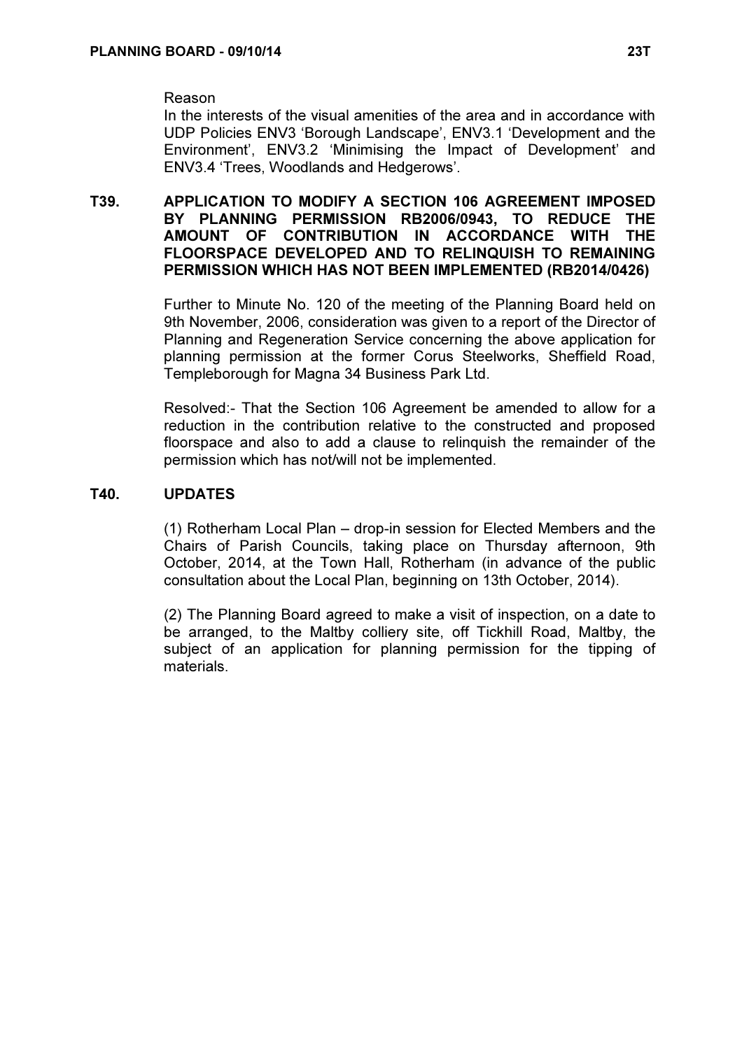Reason
In the interests of the visual amenities of the area and in accordance with UDP Policies ENV3 'Borough Landscape', ENV3.1 'Development and the Environment', ENV3.2 'Minimising the Impact of Development' and ENV3.4 'Trees, Woodlands and Hedgerows'.

## T39. APPLICATION TO MODIFY A SECTION 106 AGREEMENT IMPOSED BY PLANNING PERMISSION RB2006/0943, TO REDUCE THE AMOUNT OF CONTRIBUTION IN ACCORDANCE WITH THE FLOORSPACE DEVELOPED AND TO RELINQUISH TO REMAINING PERMISSION WHICH HAS NOT BEEN IMPLEMENTED (RB2014/0426)

Further to Minute No. 120 of the meeting of the Planning Board held on 9th November, 2006, consideration was given to a report of the Director of Planning and Regeneration Service concerning the above application for planning permission at the former Corus Steelworks, Sheffield Road, Templeborough for Magna 34 Business Park Ltd.

Resolved:- That the Section 106 Agreement be amended to allow for a reduction in the contribution relative to the constructed and proposed floorspace and also to add a clause to relinquish the remainder of the permission which has not/will not be implemented.

## T40. UPDATES

(1) Rotherham Local Plan – drop-in session for Elected Members and the Chairs of Parish Councils, taking place on Thursday afternoon, 9th October, 2014, at the Town Hall, Rotherham (in advance of the public consultation about the Local Plan, beginning on 13th October, 2014).

(2) The Planning Board agreed to make a visit of inspection, on a date to be arranged, to the Maltby colliery site, off Tickhill Road, Maltby, the subject of an application for planning permission for the tipping of materials.